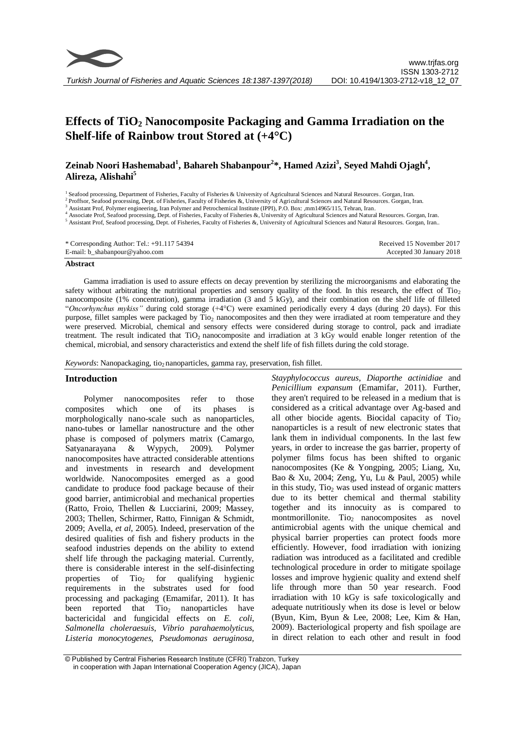# Effects of $TiO_2$ Nanocomposite Packaging and Gamma Irradiation on the Shelf-life of Rainbow trout Stored at (+4°C)

**Zeinab Noori Hashemabad[1], Bahareh Shabanpour[2]\*, Hamed Azizi[3], Seyed Mahdi Ojagh[4], Alireza, Alishahi[5]**

[1] Seafood processing, Department of Fisheries, Faculty of Fisheries & University of Agricultural Sciences and Natural Resources. Gorgan, Iran.
[2] Proffsor, Seafood processing, Dept. of Fisheries, Faculty of Fisheries &, University of Agricultural Sciences and Natural Resources. Gorgan, Iran.
[3] Assistant Prof, Polymer engineering, Iran Polymer and Petrochemical Institute (IPPI), P.O. Box: ,mm14965/115, Tehran, Iran.
[4] Associate Prof, Seafood processing, Dept. of Fisheries, Faculty of Fisheries &, University of Agricultural Sciences and Natural Resources. Gorgan, Iran.
[5] Assistant Prof, Seafood processing, Dept. of Fisheries, Faculty of Fisheries &, University of Agricultural Sciences and Natural Resources. Gorgan, Iran..

\* Corresponding Author: Tel.: +91.117 54394
E-mail: b_shabanpour@yahoo.com

Received 15 November 2017
Accepted 30 January 2018

## Abstract

Gamma irradiation is used to assure effects on decay prevention by sterilizing the microorganisms and elaborating the safety without arbitrating the nutritional properties and sensory quality of the food. In this research, the effect of $Tio_2$ nanocomposite (1% concentration), gamma irradiation (3 and 5 kGy), and their combination on the shelf life of filleted "*Oncorhynchus mykiss"* during cold storage (+4°C) were examined periodically every 4 days (during 20 days). For this purpose, fillet samples were packaged by $Tio_2$ nanocomposites and then they were irradiated at room temperature and they were preserved. Microbial, chemical and sensory effects were considered during storage to control, pack and irradiate treatment. The result indicated that $TiO_2$ nanocomposite and irradiation at 3 kGy would enable longer retention of the chemical, microbial, and sensory characteristics and extend the shelf life of fish fillets during the cold storage.

*Keywords*: Nanopackaging, $tio_2$ nanoparticles, gamma ray, preservation, fish fillet.

## Introduction

Polymer nanocomposites refer to those composites which one of its phases is morphologically nano-scale such as nanoparticles, nano-tubes or lamellar nanostructure and the other phase is composed of polymers matrix (Camargo, Satyanarayana & Wypych, 2009). Polymer nanocomposites have attracted considerable attentions and investments in research and development worldwide. Nanocomposites emerged as a good candidate to produce food package because of their good barrier, antimicrobial and mechanical properties (Ratto, Froio, Thellen & Lucciarini, 2009; Massey, 2003; Thellen, Schirmer, Ratto, Finnigan & Schmidt, 2009; Avella, *et al*, 2005). Indeed, preservation of the desired qualities of fish and fishery products in the seafood industries depends on the ability to extend shelf life through the packaging material. Currently, there is considerable interest in the self-disinfecting properties of $Tio_2$ for qualifying hygienic requirements in the substrates used for food processing and packaging (Emamifar, 2011). It has been reported that $Tio_2$ nanoparticles have bactericidal and fungicidal effects on *E. coli*, *Salmonella choleraesuis*, *Vibrio parahaemolyticus*, *Listeria monocytogenes*, *Pseudomonas aeruginosa*, *Stayphylococcus aureus*, *Diaporthe actinidiae* and *Penicillium expansum* (Emamifar, 2011). Further, they aren't required to be released in a medium that is considered as a critical advantage over Ag-based and all other biocide agents. Biocidal capacity of $Tio_2$ nanoparticles is a result of new electronic states that lank them in individual components. In the last few years, in order to increase the gas barrier, property of polymer films focus has been shifted to organic nanocomposites (Ke & Yongping, 2005; Liang, Xu, Bao & Xu, 2004; Zeng, Yu, Lu & Paul, 2005) while in this study, $Tio_2$ was used instead of organic matters due to its better chemical and thermal stability together and its innocuity as is compared to montmorillonite. $Tio_2$ nanocomposites as novel antimicrobial agents with the unique chemical and physical barrier properties can protect foods more efficiently. However, food irradiation with ionizing radiation was introduced as a facilitated and credible technological procedure in order to mitigate spoilage losses and improve hygienic quality and extend shelf life through more than 50 year research. Food irradiation with 10 kGy is safe toxicologically and adequate nutritiously when its dose is level or below (Byun, Kim, Byun & Lee, 2008; Lee, Kim & Han, 2009). Bacteriological property and fish spoilage are in direct relation to each other and result in food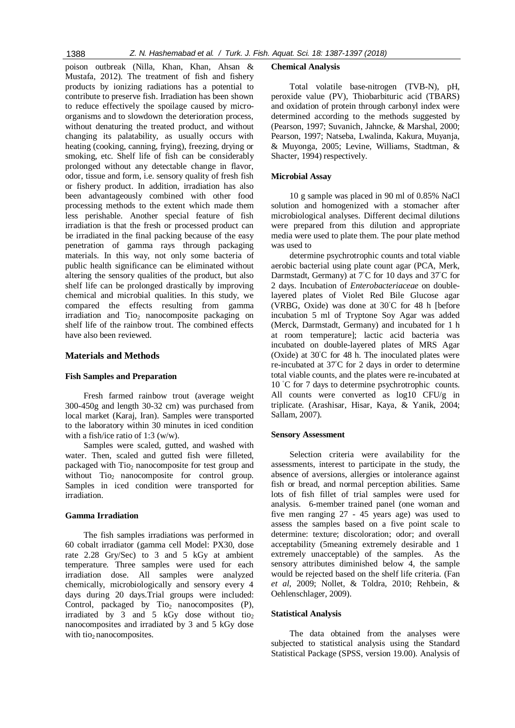poison outbreak (Nilla, Khan, Khan, Ahsan & Mustafa, 2012). The treatment of fish and fishery products by ionizing radiations has a potential to contribute to preserve fish. Irradiation has been shown to reduce effectively the spoilage caused by micro-organisms and to slowdown the deterioration process, without denaturing the treated product, and without changing its palatability, as usually occurs with heating (cooking, canning, frying), freezing, drying or smoking, etc. Shelf life of fish can be considerably prolonged without any detectable change in flavor, odor, tissue and form, i.e. sensory quality of fresh fish or fishery product. In addition, irradiation has also been advantageously combined with other food processing methods to the extent which made them less perishable. Another special feature of fish irradiation is that the fresh or processed product can be irradiated in the final packing because of the easy penetration of gamma rays through packaging materials. In this way, not only some bacteria of public health significance can be eliminated without altering the sensory qualities of the product, but also shelf life can be prolonged drastically by improving chemical and microbial qualities. In this study, we compared the effects resulting from gamma irradiation and $Tio_2$ nanocomposite packaging on shelf life of the rainbow trout. The combined effects have also been reviewed.

## Materials and Methods

### Fish Samples and Preparation

Fresh farmed rainbow trout (average weight 300-450g and length 30-32 cm) was purchased from local market (Karaj, Iran). Samples were transported to the laboratory within 30 minutes in iced condition with a fish/ice ratio of 1:3 (w/w).

Samples were scaled, gutted, and washed with water. Then, scaled and gutted fish were filleted, packaged with $Tio_2$ nanocomposite for test group and without $Tio_2$ nanocomposite for control group. Samples in iced condition were transported for irradiation.

### Gamma Irradiation

The fish samples irradiations was performed in 60 cobalt irradiator (gamma cell Model: PX30, dose rate 2.28 Gry/Sec) to 3 and 5 kGy at ambient temperature. Three samples were used for each irradiation dose. All samples were analyzed chemically, microbiologically and sensory every 4 days during 20 days.Trial groups were included: Control, packaged by $Tio_2$ nanocomposites (P), irradiated by 3 and 5 kGy dose without $tio_2$ nanocomposites and irradiated by 3 and 5 kGy dose with $tio_2$ nanocomposites.

### Chemical Analysis

Total volatile base-nitrogen (TVB-N), pH, peroxide value (PV), Thiobarbituric acid (TBARS) and oxidation of protein through carbonyl index were determined according to the methods suggested by (Pearson, 1997; Suvanich, Jahncke, & Marshal, 2000; Pearson, 1997; Natseba, Lwalinda, Kakura, Muyanja, & Muyonga, 2005; Levine, Williams, Stadtman, & Shacter, 1994) respectively.

### Microbial Assay

10 g sample was placed in 90 ml of 0.85% NaCl solution and homogenized with a stomacher after microbiological analyses. Different decimal dilutions were prepared from this dilution and appropriate media were used to plate them. The pour plate method was used to

determine psychrotrophic counts and total viable aerobic bacterial using plate count agar (PCA, Merk, Darmstadt, Germany) at 7°C for 10 days and 37°C for 2 days. Incubation of *Enterobacteriaceae* on double-layered plates of Violet Red Bile Glucose agar (VRBG, Oxide) was done at 30°C for 48 h [before incubation 5 ml of Tryptone Soy Agar was added (Merck, Darmstadt, Germany) and incubated for 1 h at room temperature]; lactic acid bacteria was incubated on double-layered plates of MRS Agar (Oxide) at 30°C for 48 h. The inoculated plates were re-incubated at 37°C for 2 days in order to determine total viable counts, and the plates were re-incubated at 10 °C for 7 days to determine psychrotrophic counts. All counts were converted as log10 CFU/g in triplicate. (Arashisar, Hisar, Kaya, & Yanik, 2004; Sallam, 2007).

### Sensory Assessment

Selection criteria were availability for the assessments, interest to participate in the study, the absence of aversions, allergies or intolerance against fish or bread, and normal perception abilities. Same lots of fish fillet of trial samples were used for analysis. 6-member trained panel (one woman and five men ranging 27 - 45 years age) was used to assess the samples based on a five point scale to determine: texture; discoloration; odor; and overall acceptability (5meaning extremely desirable and 1 extremely unacceptable) of the samples. As the sensory attributes diminished below 4, the sample would be rejected based on the shelf life criteria. (Fan *et al*, 2009; Nollet, & Toldra, 2010; Rehbein, & Oehlenschlager, 2009).

### Statistical Analysis

The data obtained from the analyses were subjected to statistical analysis using the Standard Statistical Package (SPSS, version 19.00). Analysis of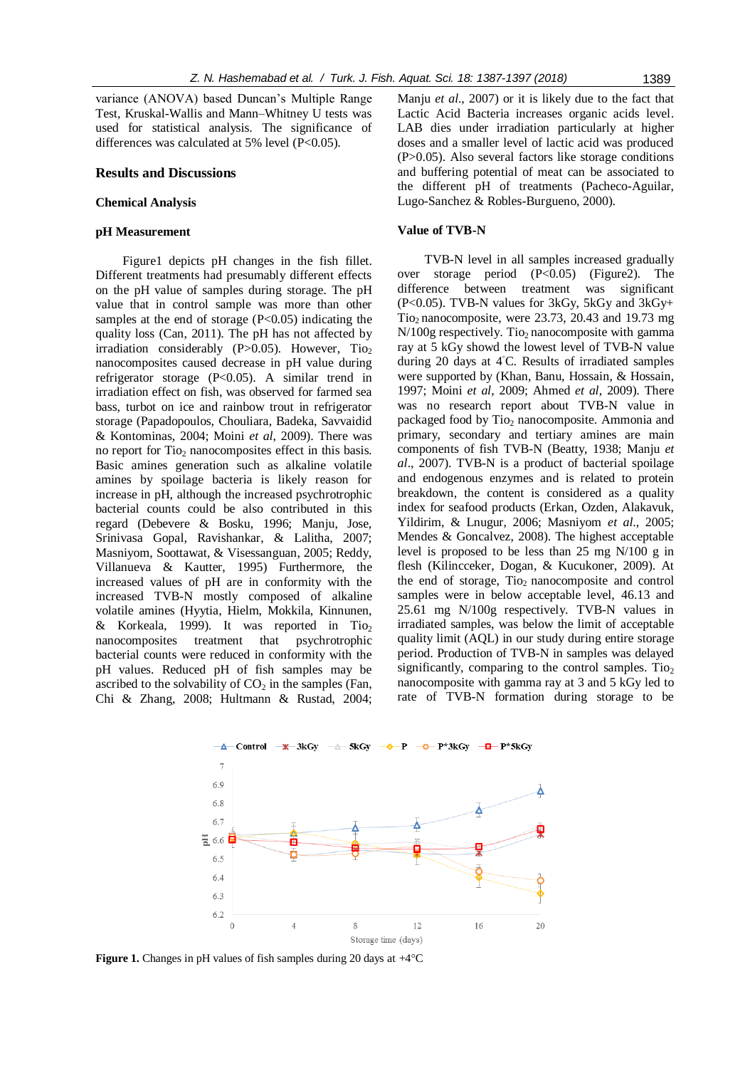variance (ANOVA) based Duncan's Multiple Range Test, Kruskal-Wallis and Mann–Whitney U tests was used for statistical analysis. The significance of differences was calculated at 5% level (P<0.05).

## Results and Discussions

### Chemical Analysis

#### pH Measurement

Figure1 depicts pH changes in the fish fillet. Different treatments had presumably different effects on the pH value of samples during storage. The pH value that in control sample was more than other samples at the end of storage (P<0.05) indicating the quality loss (Can, 2011). The pH has not affected by irradiation considerably (P>0.05). However, $Tio_2$ nanocomposites caused decrease in pH value during refrigerator storage (P<0.05). A similar trend in irradiation effect on fish, was observed for farmed sea bass, turbot on ice and rainbow trout in refrigerator storage (Papadopoulos, Chouliara, Badeka, Savvaidid & Kontominas, 2004; Moini *et al*, 2009). There was no report for $Tio_2$ nanocomposites effect in this basis. Basic amines generation such as alkaline volatile amines by spoilage bacteria is likely reason for increase in pH, although the increased psychrotrophic bacterial counts could be also contributed in this regard (Debevere & Bosku, 1996; Manju, Jose, Srinivasa Gopal, Ravishankar, & Lalitha, 2007; Masniyom, Soottawat, & Visessanguan, 2005; Reddy, Villanueva & Kautter, 1995) Furthermore, the increased values of pH are in conformity with the increased TVB-N mostly composed of alkaline volatile amines (Hyytia, Hielm, Mokkila, Kinnunen, & Korkeala, 1999). It was reported in $Tio_2$ nanocomposites treatment that psychrotrophic bacterial counts were reduced in conformity with the pH values. Reduced pH of fish samples may be ascribed to the solvability of $CO_2$ in the samples (Fan, Chi & Zhang, 2008; Hultmann & Rustad, 2004; Manju *et al*., 2007) or it is likely due to the fact that Lactic Acid Bacteria increases organic acids level. LAB dies under irradiation particularly at higher doses and a smaller level of lactic acid was produced (P>0.05). Also several factors like storage conditions and buffering potential of meat can be associated to the different pH of treatments (Pacheco-Aguilar, Lugo-Sanchez & Robles-Burgueno, 2000).

#### Value of TVB-N

TVB-N level in all samples increased gradually over storage period (P<0.05) (Figure2). The difference between treatment was significant (P<0.05). TVB-N values for 3kGy, 5kGy and 3kGy+ $Tio_2$ nanocomposite, were 23.73, 20.43 and 19.73 mg N/100g respectively. $Tio_2$ nanocomposite with gamma ray at 5 kGy showd the lowest level of TVB-N value during 20 days at 4°C. Results of irradiated samples were supported by (Khan, Banu, Hossain, & Hossain, 1997; Moini *et al*, 2009; Ahmed *et al*, 2009). There was no research report about TVB-N value in packaged food by $Tio_2$ nanocomposite. Ammonia and primary, secondary and tertiary amines are main components of fish TVB-N (Beatty, 1938; Manju *et al*., 2007). TVB-N is a product of bacterial spoilage and endogenous enzymes and is related to protein breakdown, the content is considered as a quality index for seafood products (Erkan, Ozden, Alakavuk, Yildirim, & Lnugur, 2006; Masniyom *et al*., 2005; Mendes & Goncalvez, 2008). The highest acceptable level is proposed to be less than 25 mg N/100 g in flesh (Kilincceker, Dogan, & Kucukoner, 2009). At the end of storage, $Tio_2$ nanocomposite and control samples were in below acceptable level, 46.13 and 25.61 mg N/100g respectively. TVB-N values in irradiated samples, was below the limit of acceptable quality limit (AQL) in our study during entire storage period. Production of TVB-N in samples was delayed significantly, comparing to the control samples. $Tio_2$ nanocomposite with gamma ray at 3 and 5 kGy led to rate of TVB-N formation during storage to be

**Figure 1.** Changes in pH values of fish samples during 20 days at +4°C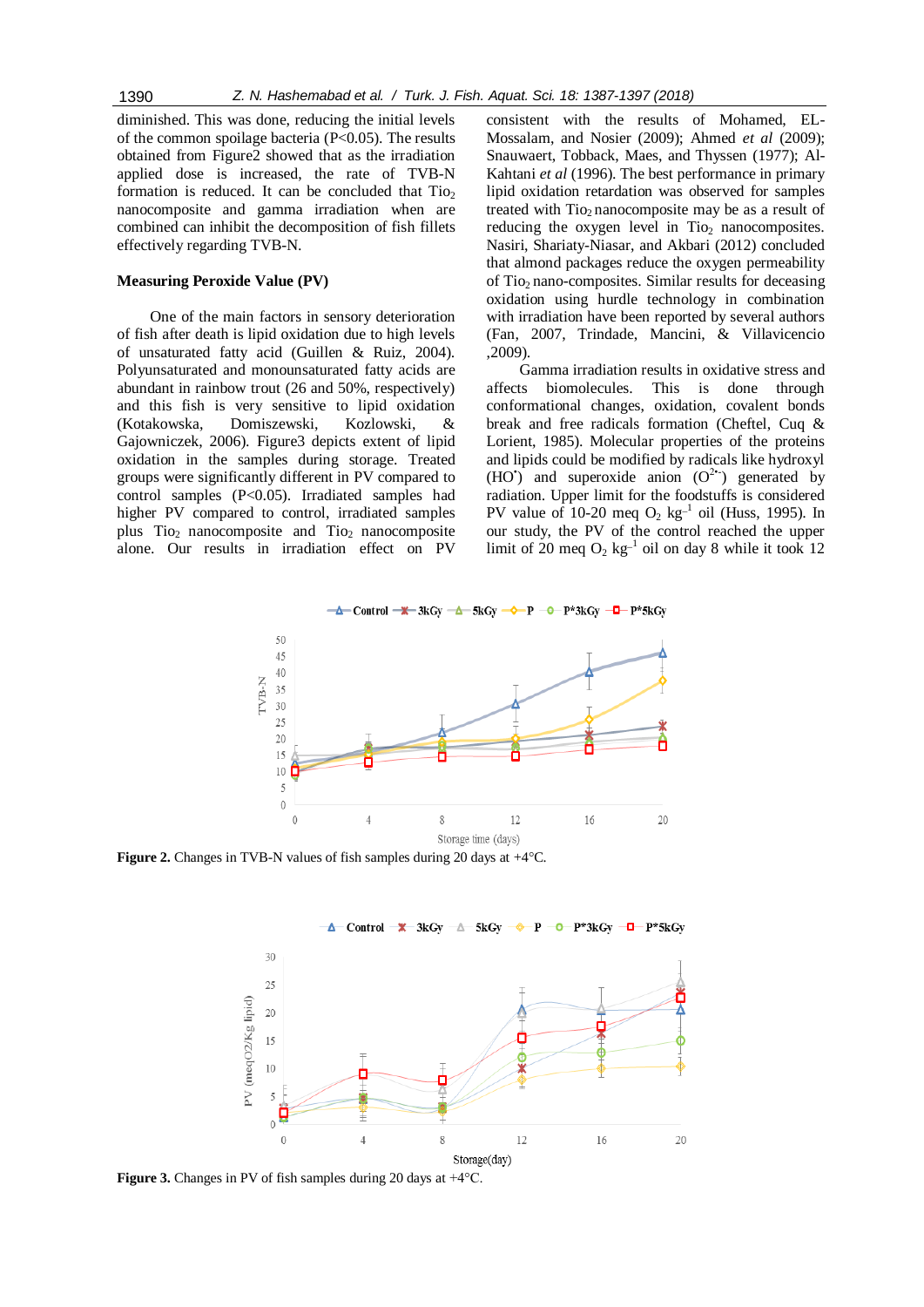diminished. This was done, reducing the initial levels of the common spoilage bacteria ($P<0.05$). The results obtained from Figure2 showed that as the irradiation applied dose is increased, the rate of TVB-N formation is reduced. It can be concluded that $Tio_2$ nanocomposite and gamma irradiation when are combined can inhibit the decomposition of fish fillets effectively regarding TVB-N.

**Measuring Peroxide Value (PV)**

One of the main factors in sensory deterioration of fish after death is lipid oxidation due to high levels of unsaturated fatty acid (Guillen & Ruiz, 2004). Polyunsaturated and monounsaturated fatty acids are abundant in rainbow trout (26 and 50%, respectively) and this fish is very sensitive to lipid oxidation (Kotakowska, Domiszewski, Kozlowski, & Gajowniczek, 2006). Figure3 depicts extent of lipid oxidation in the samples during storage. Treated groups were significantly different in PV compared to control samples ($P<0.05$). Irradiated samples had higher PV compared to control, irradiated samples plus $Tio_2$ nanocomposite and $Tio_2$ nanocomposite alone. Our results in irradiation effect on PV consistent with the results of Mohamed, EL-Mossalam, and Nosier (2009); Ahmed *et al* (2009); Snauwaert, Tobback, Maes, and Thyssen (1977); Al-Kahtani *et al* (1996). The best performance in primary lipid oxidation retardation was observed for samples treated with $Tio_2$ nanocomposite may be as a result of reducing the oxygen level in $Tio_2$ nanocomposites. Nasiri, Shariaty-Niasar, and Akbari (2012) concluded that almond packages reduce the oxygen permeability of $Tio_2$ nano-composites. Similar results for deceasing oxidation using hurdle technology in combination with irradiation have been reported by several authors (Fan, 2007, Trindade, Mancini, & Villavicencio ,2009).

Gamma irradiation results in oxidative stress and affects biomolecules. This is done through conformational changes, oxidation, covalent bonds break and free radicals formation (Cheftel, Cuq & Lorient, 1985). Molecular properties of the proteins and lipids could be modified by radicals like hydroxyl ($HO^{\bullet}$) and superoxide anion ($O^{2\bullet-}$) generated by radiation. Upper limit for the foodstuffs is considered PV value of 10-20 meq $O_2$ $kg^{-1}$ oil (Huss, 1995). In our study, the PV of the control reached the upper limit of 20 meq $O_2$ $kg^{-1}$ oil on day 8 while it took 12

**Figure 2.** Changes in TVB-N values of fish samples during 20 days at +4°C.

**Figure 3.** Changes in PV of fish samples during 20 days at +4°C.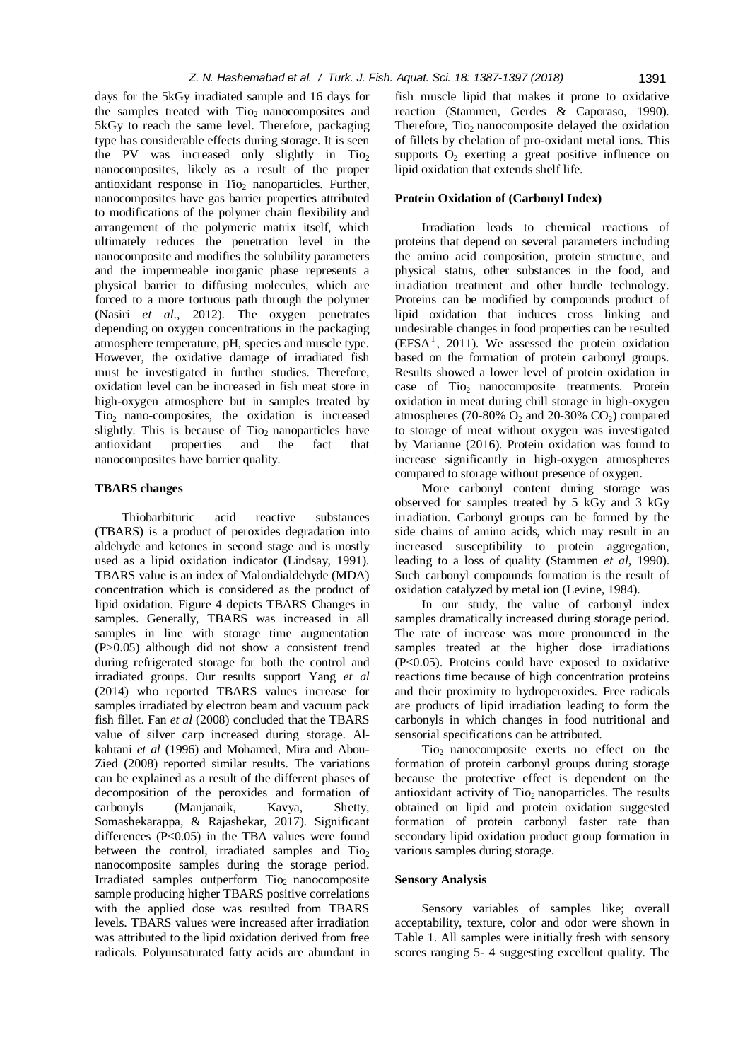days for the 5kGy irradiated sample and 16 days for the samples treated with $TiO_2$ nanocomposites and 5kGy to reach the same level. Therefore, packaging type has considerable effects during storage. It is seen the PV was increased only slightly in $TiO_2$ nanocomposites, likely as a result of the proper antioxidant response in $TiO_2$ nanoparticles. Further, nanocomposites have gas barrier properties attributed to modifications of the polymer chain flexibility and arrangement of the polymeric matrix itself, which ultimately reduces the penetration level in the nanocomposite and modifies the solubility parameters and the impermeable inorganic phase represents a physical barrier to diffusing molecules, which are forced to a more tortuous path through the polymer (Nasiri *et al*., 2012). The oxygen penetrates depending on oxygen concentrations in the packaging atmosphere temperature, pH, species and muscle type. However, the oxidative damage of irradiated fish must be investigated in further studies. Therefore, oxidation level can be increased in fish meat store in high-oxygen atmosphere but in samples treated by $TiO_2$ nano-composites, the oxidation is increased slightly. This is because of $TiO_2$ nanoparticles have antioxidant properties and the fact that nanocomposites have barrier quality.

### TBARS changes

Thiobarbituric acid reactive substances (TBARS) is a product of peroxides degradation into aldehyde and ketones in second stage and is mostly used as a lipid oxidation indicator (Lindsay, 1991). TBARS value is an index of Malondialdehyde (MDA) concentration which is considered as the product of lipid oxidation. Figure 4 depicts TBARS Changes in samples. Generally, TBARS was increased in all samples in line with storage time augmentation ($P>0.05$) although did not show a consistent trend during refrigerated storage for both the control and irradiated groups. Our results support Yang *et al* (2014) who reported TBARS values increase for samples irradiated by electron beam and vacuum pack fish fillet. Fan *et al* (2008) concluded that the TBARS value of silver carp increased during storage. Al-kahtani *et al* (1996) and Mohamed, Mira and Abou-Zied (2008) reported similar results. The variations can be explained as a result of the different phases of decomposition of the peroxides and formation of carbonyls (Manjanaik, Kavya, Shetty, Somashekarappa, & Rajashekar, 2017). Significant differences ($P<0.05$) in the TBA values were found between the control, irradiated samples and $TiO_2$ nanocomposite samples during the storage period. Irradiated samples outperform $TiO_2$ nanocomposite sample producing higher TBARS positive correlations with the applied dose was resulted from TBARS levels. TBARS values were increased after irradiation was attributed to the lipid oxidation derived from free radicals. Polyunsaturated fatty acids are abundant in fish muscle lipid that makes it prone to oxidative reaction (Stammen, Gerdes & Caporaso, 1990). Therefore, $TiO_2$ nanocomposite delayed the oxidation of fillets by chelation of pro-oxidant metal ions. This supports $O_2$ exerting a great positive influence on lipid oxidation that extends shelf life.

### Protein Oxidation of (Carbonyl Index)

Irradiation leads to chemical reactions of proteins that depend on several parameters including the amino acid composition, protein structure, and physical status, other substances in the food, and irradiation treatment and other hurdle technology. Proteins can be modified by compounds product of lipid oxidation that induces cross linking and undesirable changes in food properties can be resulted (EFSA[1], 2011). We assessed the protein oxidation based on the formation of protein carbonyl groups. Results showed a lower level of protein oxidation in case of $TiO_2$ nanocomposite treatments. Protein oxidation in meat during chill storage in high-oxygen atmospheres (70-80% $O_2$ and 20-30% $CO_2$) compared to storage of meat without oxygen was investigated by Marianne (2016). Protein oxidation was found to increase significantly in high-oxygen atmospheres compared to storage without presence of oxygen.

More carbonyl content during storage was observed for samples treated by 5 kGy and 3 kGy irradiation. Carbonyl groups can be formed by the side chains of amino acids, which may result in an increased susceptibility to protein aggregation, leading to a loss of quality (Stammen *et al*, 1990). Such carbonyl compounds formation is the result of oxidation catalyzed by metal ion (Levine, 1984).

In our study, the value of carbonyl index samples dramatically increased during storage period. The rate of increase was more pronounced in the samples treated at the higher dose irradiations ($P<0.05$). Proteins could have exposed to oxidative reactions time because of high concentration proteins and their proximity to hydroperoxides. Free radicals are products of lipid irradiation leading to form the carbonyls in which changes in food nutritional and sensorial specifications can be attributed.

$TiO_2$ nanocomposite exerts no effect on the formation of protein carbonyl groups during storage because the protective effect is dependent on the antioxidant activity of $TiO_2$ nanoparticles. The results obtained on lipid and protein oxidation suggested formation of protein carbonyl faster rate than secondary lipid oxidation product group formation in various samples during storage.

### Sensory Analysis

Sensory variables of samples like; overall acceptability, texture, color and odor were shown in Table 1. All samples were initially fresh with sensory scores ranging 5- 4 suggesting excellent quality. The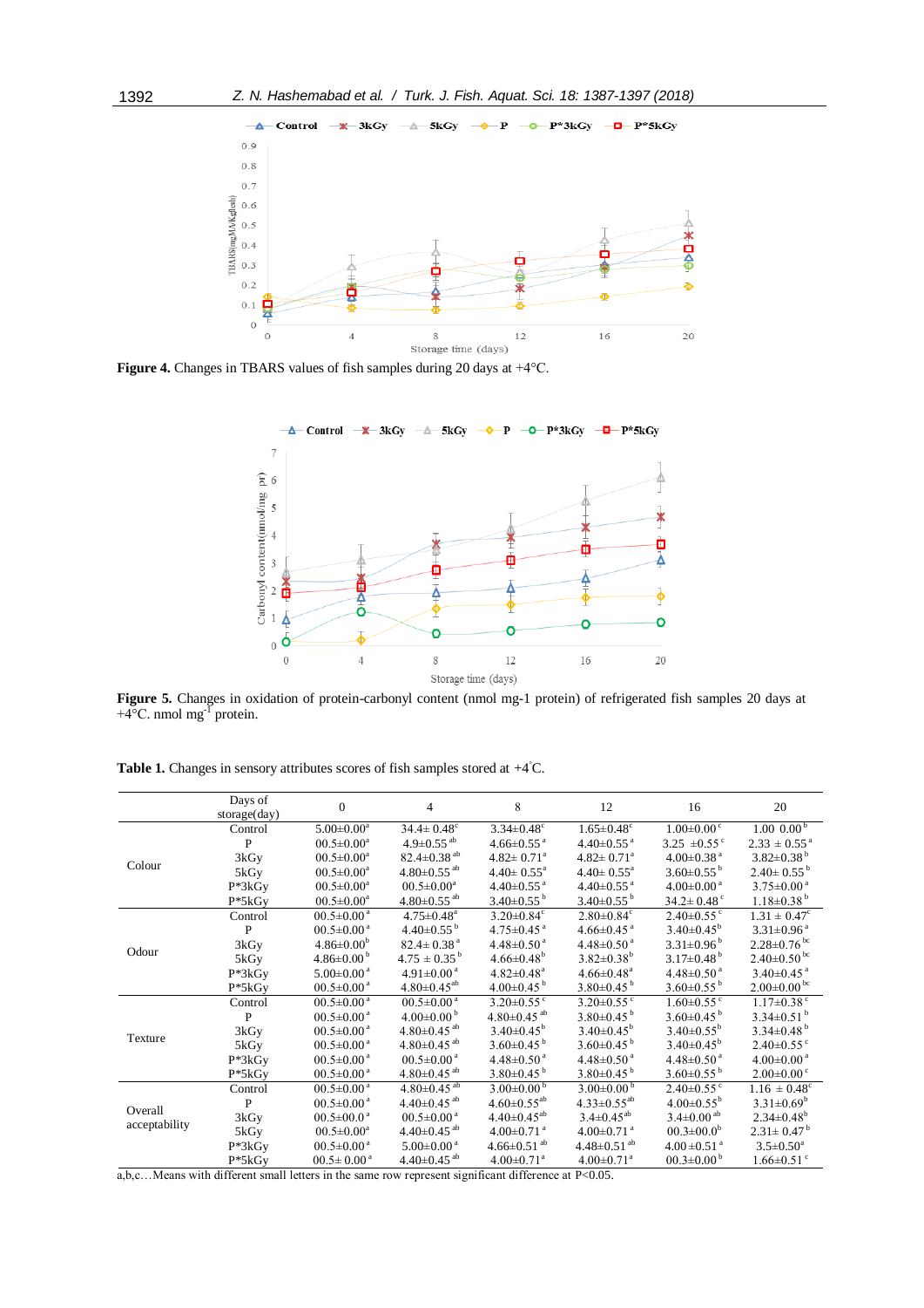**Figure 4.** Changes in TBARS values of fish samples during 20 days at +4°C.

**Figure 5.** Changes in oxidation of protein-carbonyl content (nmol mg-1 protein) of refrigerated fish samples 20 days at +4°C. nmol $mg^{-1}$ protein.

**Table 1.** Changes in sensory attributes scores of fish samples stored at +4°C.

| | Days of storage(day) | 0 | 4 | 8 | 12 | 16 | 20 |
|---|---|---|---|---|---|---|---|
| Colour | Control | 5.00±0.00[a] | 34.4± 0.48[c] | 3.34±0.48[c] | 1.65±0.48[c] | 1.00±0.00[c] | 1.00 0.00[b] |
| | P | 00.5±0.00[a] | 4.9±0.55[ab] | 4.66±0.55[a] | 4.40±0.55[a] | 3.25 ±0.55[c] | 2.33 ± 0.55[a] |
| | 3kGy | 00.5±0.00[a] | 82.4±0.38[ab] | 4.82± 0.71[a] | 4.82± 0.71[a] | 4.00±0.38[a] | 3.82±0.38[b] |
| | 5kGy | 00.5±0.00[a] | 4.80±0.55[ab] | 4.40± 0.55[a] | 4.40± 0.55[a] | 3.60±0.55[b] | 2.40± 0.55[b] |
| | P*3kGy | 00.5±0.00[a] | 00.5±0.00[a] | 4.40±0.55[a] | 4.40±0.55[a] | 4.00±0.00[a] | 3.75±0.00[a] |
| | P*5kGy | 00.5±0.00[a] | 4.80±0.55[ab] | 3.40±0.55[b] | 3.40±0.55[b] | 34.2± 0.48[c] | 1.18±0.38[b] |
| Odour | Control | 00.5±0.00[a] | 4.75±0.48[a] | 3.20±0.84[c] | 2.80±0.84[c] | 2.40±0.55[c] | 1.31 ± 0.47[c] |
| | P | 00.5±0.00[a] | 4.40±0.55[b] | 4.75±0.45[a] | 4.66±0.45[a] | 3.40±0.45[b] | 3.31±0.96[a] |
| | 3kGy | 4.86±0.00[b] | 82.4± 0.38[a] | 4.48±0.50[a] | 4.48±0.50[a] | 3.31±0.96[b] | 2.28±0.76[bc] |
| | 5kGy | 4.86±0.00[b] | 4.75 ± 0.35[b] | 4.66±0.48[b] | 3.82±0.38[b] | 3.17±0.48[b] | 2.40±0.50[bc] |
| | P*3kGy | 5.00±0.00[a] | 4.91±0.00[a] | 4.82±0.48[a] | 4.66±0.48[a] | 4.48±0.50[a] | 3.40±0.45[a] |
| | P*5kGy | 00.5±0.00[a] | 4.80±0.45[ab] | 4.00±0.45[b] | 3.80±0.45[b] | 3.60±0.55[b] | 2.00±0.00[bc] |
| Texture | Control | 00.5±0.00[a] | 00.5±0.00[a] | 3.20±0.55[c] | 3.20±0.55[c] | 1.60±0.55[c] | 1.17±0.38[c] |
| | P | 00.5±0.00[a] | 4.00±0.00[b] | 4.80±0.45[ab] | 3.80±0.45[b] | 3.60±0.45[b] | 3.34±0.51[b] |
| | 3kGy | 00.5±0.00[a] | 4.80±0.45[ab] | 3.40±0.45[b] | 3.40±0.45[b] | 3.40±0.55[b] | 3.34±0.48[b] |
| | 5kGy | 00.5±0.00[a] | 4.80±0.45[ab] | 3.60±0.45[b] | 3.60±0.45[b] | 3.40±0.45[b] | 2.40±0.55[c] |
| | P*3kGy | 00.5±0.00[a] | 00.5±0.00[a] | 4.48±0.50[a] | 4.48±0.50[a] | 4.48±0.50[a] | 4.00±0.00[a] |
| | P*5kGy | 00.5±0.00[a] | 4.80±0.45[ab] | 3.80±0.45[b] | 3.80±0.45[b] | 3.60±0.55[b] | 2.00±0.00[c] |
| Overall acceptability | Control | 00.5±0.00[a] | 4.80±0.45[ab] | 3.00±0.00[b] | 3.00±0.00[b] | 2.40±0.55[c] | 1.16 ± 0.48[c] |
| | P | 00.5±0.00[a] | 4.40±0.45[ab] | 4.60±0.55[ab] | 4.33±0.55[ab] | 4.00±0.55[b] | 3.31±0.69[b] |
| | 3kGy | 00.5±00.0[a] | 00.5±0.00[a] | 4.40±0.45[ab] | 3.4±0.45[ab] | 3.4±0.00[ab] | 2.34±0.48[b] |
| | 5kGy | 00.5±0.00[a] | 4.40±0.45[ab] | 4.00±0.71[a] | 4.00±0.71[a] | 00.3±00.0[b] | 2.31± 0.47[b] |
| | P*3kGy | 00.5±0.00[a] | 5.00±0.00[a] | 4.66±0.51[ab] | 4.48±0.51[ab] | 4.00±0.51[a] | 3.5±0.50[a] |
| | P*5kGy | 00.5± 0.00[a] | 4.40±0.45[ab] | 4.00±0.71[a] | 4.00±0.71[a] | 00.3±0.00[b] | 1.66±0.51[c] |

a,b,c…Means with different small letters in the same row represent significant difference at $P<0.05$.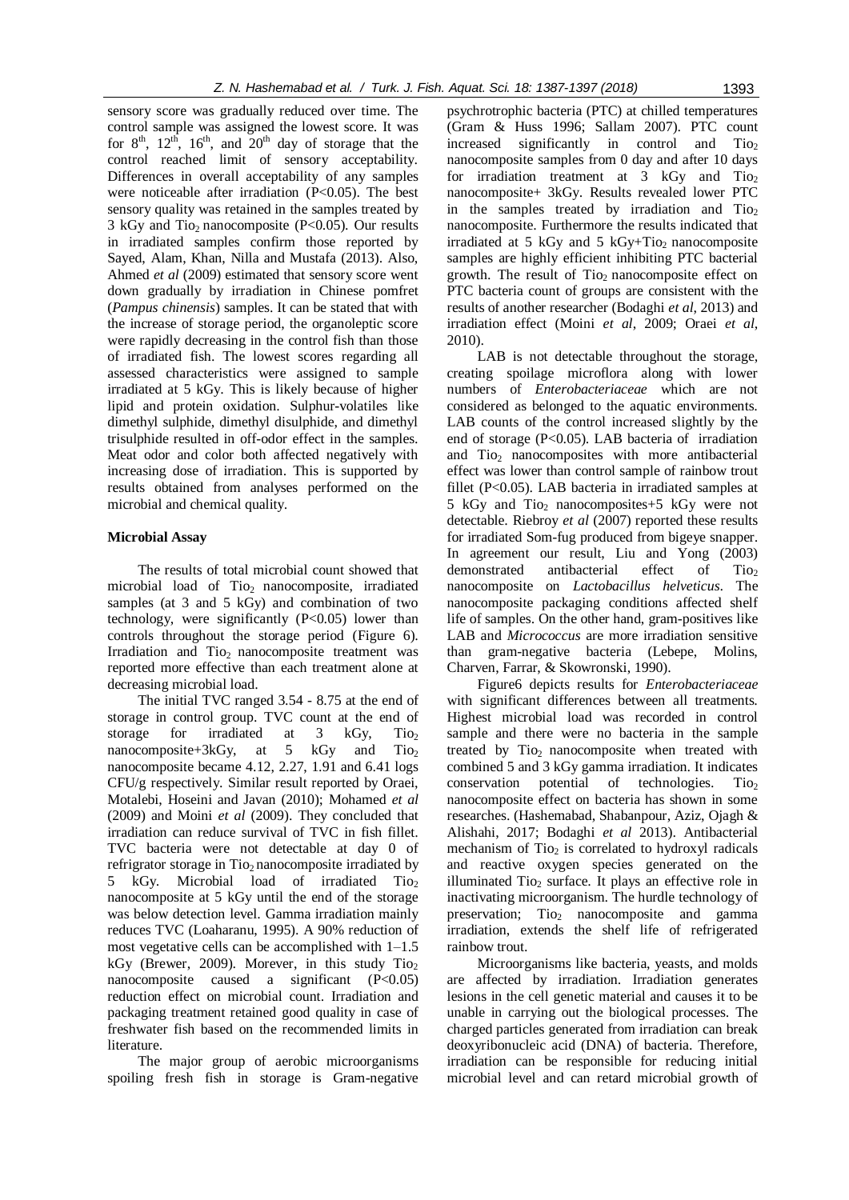sensory score was gradually reduced over time. The control sample was assigned the lowest score. It was for $8^{th}$, $12^{th}$, $16^{th}$, and $20^{th}$ day of storage that the control reached limit of sensory acceptability. Differences in overall acceptability of any samples were noticeable after irradiation ($P<0.05$). The best sensory quality was retained in the samples treated by 3 kGy and $TiO_2$ nanocomposite ($P<0.05$). Our results in irradiated samples confirm those reported by Sayed, Alam, Khan, Nilla and Mustafa (2013). Also, Ahmed *et al* (2009) estimated that sensory score went down gradually by irradiation in Chinese pomfret (*Pampus chinensis*) samples. It can be stated that with the increase of storage period, the organoleptic score were rapidly decreasing in the control fish than those of irradiated fish. The lowest scores regarding all assessed characteristics were assigned to sample irradiated at 5 kGy. This is likely because of higher lipid and protein oxidation. Sulphur-volatiles like dimethyl sulphide, dimethyl disulphide, and dimethyl trisulphide resulted in off-odor effect in the samples. Meat odor and color both affected negatively with increasing dose of irradiation. This is supported by results obtained from analyses performed on the microbial and chemical quality.

### Microbial Assay

The results of total microbial count showed that microbial load of $TiO_2$ nanocomposite, irradiated samples (at 3 and 5 kGy) and combination of two technology, were significantly ($P<0.05$) lower than controls throughout the storage period (Figure 6). Irradiation and $TiO_2$ nanocomposite treatment was reported more effective than each treatment alone at decreasing microbial load.

The initial TVC ranged 3.54 - 8.75 at the end of storage in control group. TVC count at the end of storage for irradiated at 3 kGy, $TiO_2$ nanocomposite+3kGy, at 5 kGy and $TiO_2$ nanocomposite became 4.12, 2.27, 1.91 and 6.41 logs CFU/g respectively. Similar result reported by Oraei, Motalebi, Hoseini and Javan (2010); Mohamed *et al* (2009) and Moini *et al* (2009). They concluded that irradiation can reduce survival of TVC in fish fillet. TVC bacteria were not detectable at day 0 of refrigrator storage in $TiO_2$ nanocomposite irradiated by 5 kGy. Microbial load of irradiated $TiO_2$ nanocomposite at 5 kGy until the end of the storage was below detection level. Gamma irradiation mainly reduces TVC (Loaharanu, 1995). A 90% reduction of most vegetative cells can be accomplished with 1–1.5 kGy (Brewer, 2009). Morever, in this study $TiO_2$ nanocomposite caused a significant ($P<0.05$) reduction effect on microbial count. Irradiation and packaging treatment retained good quality in case of freshwater fish based on the recommended limits in literature.

The major group of aerobic microorganisms spoiling fresh fish in storage is Gram-negative psychrotrophic bacteria (PTC) at chilled temperatures (Gram & Huss 1996; Sallam 2007). PTC count increased significantly in control and $TiO_2$ nanocomposite samples from 0 day and after 10 days for irradiation treatment at 3 kGy and $TiO_2$ nanocomposite+ 3kGy. Results revealed lower PTC in the samples treated by irradiation and $TiO_2$ nanocomposite. Furthermore the results indicated that irradiated at 5 kGy and 5 kGy+$TiO_2$ nanocomposite samples are highly efficient inhibiting PTC bacterial growth. The result of $TiO_2$ nanocomposite effect on PTC bacteria count of groups are consistent with the results of another researcher (Bodaghi *et al*, 2013) and irradiation effect (Moini *et al*, 2009; Oraei *et al*, 2010).

LAB is not detectable throughout the storage, creating spoilage microflora along with lower numbers of *Enterobacteriaceae* which are not considered as belonged to the aquatic environments. LAB counts of the control increased slightly by the end of storage ($P<0.05$). LAB bacteria of irradiation and $TiO_2$ nanocomposites with more antibacterial effect was lower than control sample of rainbow trout fillet ($P<0.05$). LAB bacteria in irradiated samples at 5 kGy and $TiO_2$ nanocomposites+5 kGy were not detectable. Riebroy *et al* (2007) reported these results for irradiated Som-fug produced from bigeye snapper. In agreement our result, Liu and Yong (2003) demonstrated antibacterial effect of $TiO_2$ nanocomposite on *Lactobacillus helveticus*. The nanocomposite packaging conditions affected shelf life of samples. On the other hand, gram-positives like LAB and *Micrococcus* are more irradiation sensitive than gram-negative bacteria (Lebepe, Molins, Charven, Farrar, & Skowronski, 1990).

Figure6 depicts results for *Enterobacteriaceae* with significant differences between all treatments. Highest microbial load was recorded in control sample and there were no bacteria in the sample treated by $TiO_2$ nanocomposite when treated with combined 5 and 3 kGy gamma irradiation. It indicates conservation potential of technologies. $TiO_2$ nanocomposite effect on bacteria has shown in some researches. (Hashemabad, Shabanpour, Aziz, Ojagh & Alishahi, 2017; Bodaghi *et al* 2013). Antibacterial mechanism of $TiO_2$ is correlated to hydroxyl radicals and reactive oxygen species generated on the illuminated $TiO_2$ surface. It plays an effective role in inactivating microorganism. The hurdle technology of preservation; $TiO_2$ nanocomposite and gamma irradiation, extends the shelf life of refrigerated rainbow trout.

Microorganisms like bacteria, yeasts, and molds are affected by irradiation. Irradiation generates lesions in the cell genetic material and causes it to be unable in carrying out the biological processes. The charged particles generated from irradiation can break deoxyribonucleic acid (DNA) of bacteria. Therefore, irradiation can be responsible for reducing initial microbial level and can retard microbial growth of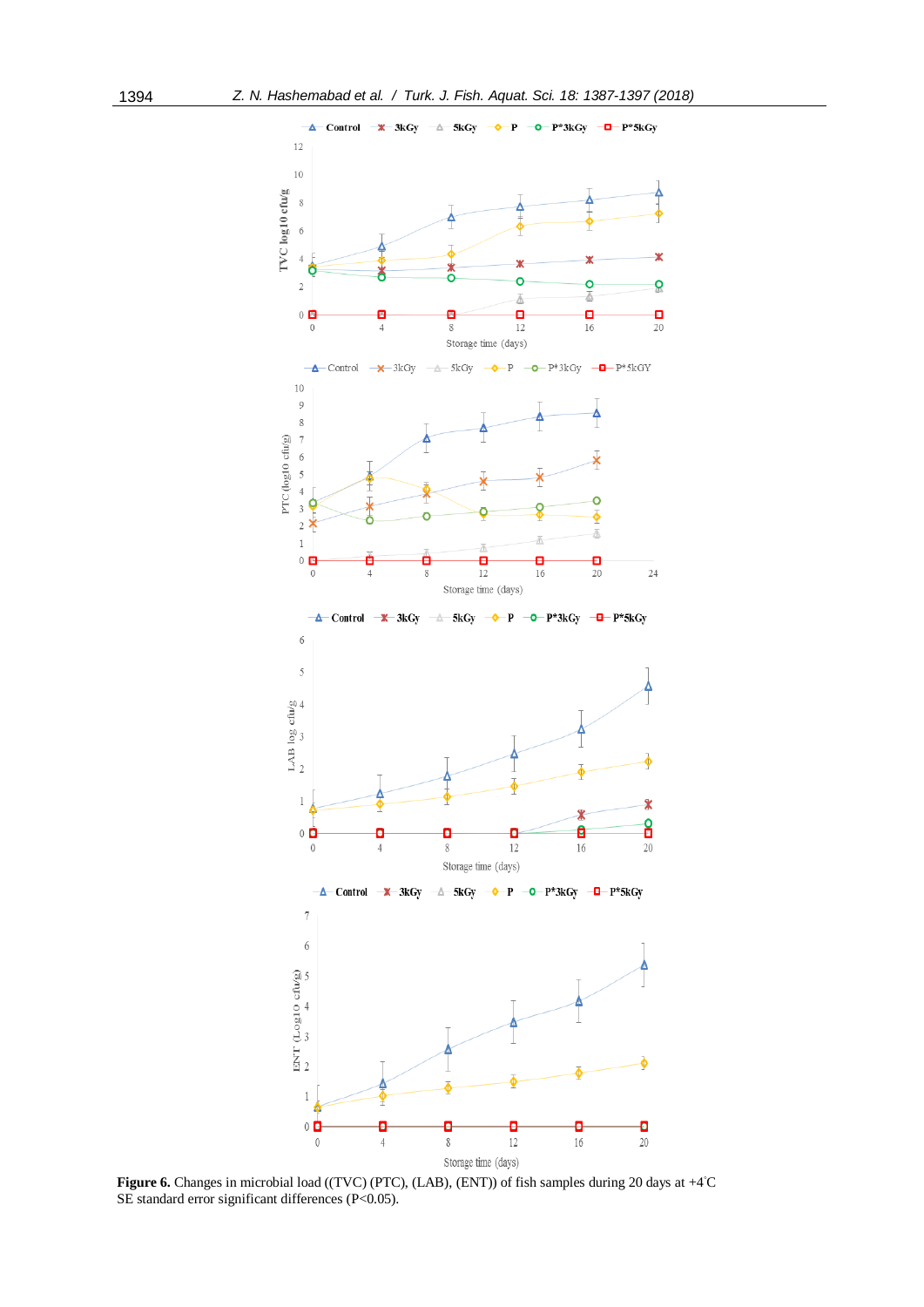**Figure 6.** Changes in microbial load ((TVC) (PTC), (LAB), (ENT)) of fish samples during 20 days at +4°C SE standard error significant differences (P<0.05).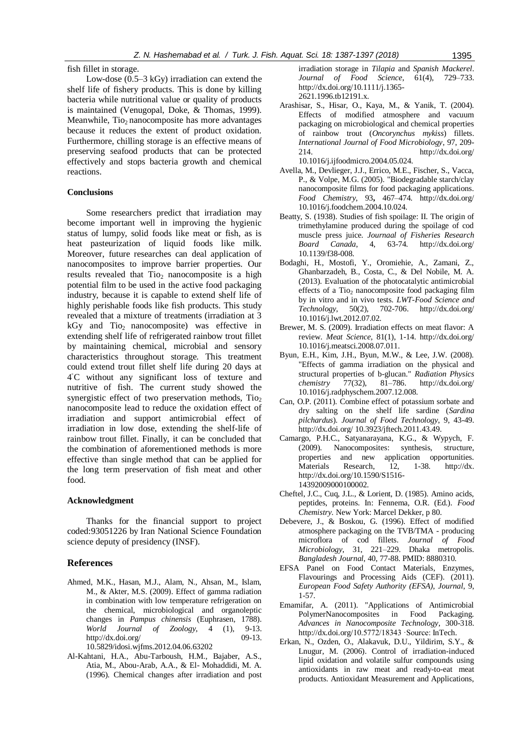fish fillet in storage.

Low-dose (0.5–3 kGy) irradiation can extend the shelf life of fishery products. This is done by killing bacteria while nutritional value or quality of products is maintained (Venugopal, Doke, & Thomas, 1999). Meanwhile, $Tio_2$ nanocomposite has more advantages because it reduces the extent of product oxidation. Furthermore, chilling storage is an effective means of preserving seafood products that can be protected effectively and stops bacteria growth and chemical reactions.

#### Conclusions

Some researchers predict that irradiation may become important well in improving the hygienic status of lumpy, solid foods like meat or fish, as is heat pasteurization of liquid foods like milk. Moreover, future researches can deal application of nanocomposites to improve barrier properties. Our results revealed that $Tio_2$ nanocomposite is a high potential film to be used in the active food packaging industry, because it is capable to extend shelf life of highly perishable foods like fish products. This study revealed that a mixture of treatments (irradiation at 3 kGy and $Tio_2$ nanocomposite) was effective in extending shelf life of refrigerated rainbow trout fillet by maintaining chemical, microbial and sensory characteristics throughout storage. This treatment could extend trout fillet shelf life during 20 days at 4°C without any significant loss of texture and nutritive of fish. The current study showed the synergistic effect of two preservation methods, $Tio_2$ nanocomposite lead to reduce the oxidation effect of irradiation and support antimicrobial effect of irradiation in low dose, extending the shelf-life of rainbow trout fillet. Finally, it can be concluded that the combination of aforementioned methods is more effective than single method that can be applied for the long term preservation of fish meat and other food.

#### Acknowledgment

Thanks for the financial support to project coded:93051226 by Iran National Science Foundation science deputy of presidency (INSF).

### References

Ahmed, M.K., Hasan, M.J., Alam, N., Ahsan, M., Islam, M., & Akter, M.S. (2009). Effect of gamma radiation in combination with low temperature refrigeration on the chemical, microbiological and organoleptic changes in *Pampus chinensis* (Euphrasen, 1788). *World Journal of Zoology*, 4 (1), 9-13. http://dx.doi.org/ 09-13. 10.5829/idosi.wjfms.2012.04.06.63202

Al-Kahtani, H.A., Abu-Tarboush, H.M., Bajaber, A.S., Atia, M., Abou-Arab, A.A., & El- Mohaddidi, M. A. (1996). Chemical changes after irradiation and post irradiation storage in *Tilapia* and *Spanish Mackerel*. *Journal of Food Science*, 61(4), 729–733. http://dx.doi.org/10.1111/j.1365-2621.1996.tb12191.x.

Arashisar, S., Hisar, O., Kaya, M., & Yanik, T. (2004). Effects of modified atmosphere and vacuum packaging on microbiological and chemical properties of rainbow trout (*Oncorynchus mykiss*) fillets. *International Journal of Food Microbiology*, 97, 209-214. http://dx.doi.org/ 10.1016/j.ijfoodmicro.2004.05.024.

Avella, M., Devlieger, J.J., Errico, M.E., Fischer, S., Vacca, P., & Volpe, M.G. (2005). "Biodegradable starch/clay nanocomposite films for food packaging applications. *Food Chemistry*, 93**,** 467–474. http://dx.doi.org/ 10.1016/j.foodchem.2004.10.024.

Beatty, S. (1938). Studies of fish spoilage: II. The origin of trimethylamine produced during the spoilage of cod muscle press juice. *Journaal of Fisheries Research Board Canada*, 4, 63-74. http://dx.doi.org/ 10.1139/f38-008.

Bodaghi, H., Mostofi, Y., Oromiehie, A., Zamani, Z., Ghanbarzadeh, B., Costa, C., & Del Nobile, M. A. (2013). Evaluation of the photocatalytic antimicrobial effects of a $Tio_2$ nanocomposite food packaging film by in vitro and in vivo tests. *LWT-Food Science and Technology*, 50(2), 702-706. http://dx.doi.org/ 10.1016/j.lwt.2012.07.02.

Brewer, M. S. (2009). Irradiation effects on meat flavor: A review. *Meat Science*, 81(1), 1-14. http://dx.doi.org/ 10.1016/j.meatsci.2008.07.011.

Byun, E.H., Kim, J.H., Byun, M.W., & Lee, J.W. (2008). "Effects of gamma irradiation on the physical and structural properties of b-glucan." *Radiation Physics chemistry* 77(32), 81–786. http://dx.doi.org/ 10.1016/j.radphyschem.2007.12.008.

Can, O.P. (2011). Combine effect of potassium sorbate and dry salting on the shelf life sardine (*Sardina pilchardus*). *Journal of Food Technology*, 9, 43-49. http://dx.doi.org/ 10.3923/jftech.2011.43.49.

Camargo, P.H.C., Satyanarayana, K.G., & Wypych, F. (2009). Nanocomposites: synthesis, structure, properties and new application opportunities. Materials Research, 12, 1-38. http://dx. http://dx.doi.org/10.1590/S1516-14392009000100002.

Cheftel, J.C., Cuq, J.L., & Lorient, D. (1985). Amino acids, peptides, proteins. In: Fennema, O.R. (Ed.). *Food Chemistry*. New York: Marcel Dekker, p 80.

Debevere, J., & Boskou, G. (1996). Effect of modified atmosphere packaging on the TVB/TMA - producing microflora of cod fillets. *Journal of Food Microbiology*, 31, 221–229. Dhaka metropolis. *Bangladesh Journal*, 40, 77-88. PMID: 8880310.

EFSA Panel on Food Contact Materials, Enzymes, Flavourings and Processing Aids (CEF). (2011). *European Food Safety Authority (EFSA), Journal*, 9, 1-57.

Emamifar, A. (2011). "Applications of Antimicrobial PolymerNanocomposites in Food Packaging. *Advances in Nanocomposite Technology*, 300-318. http://dx.doi.org/10.5772/18343 ·Source: InTech.

Erkan, N., Ozden, O., Alakavuk, D.U., Yildirim, S.Y., & Lnugur, M. (2006). Control of irradiation-induced lipid oxidation and volatile sulfur compounds using antioxidants in raw meat and ready-to-eat meat products. Antioxidant Measurement and Applications,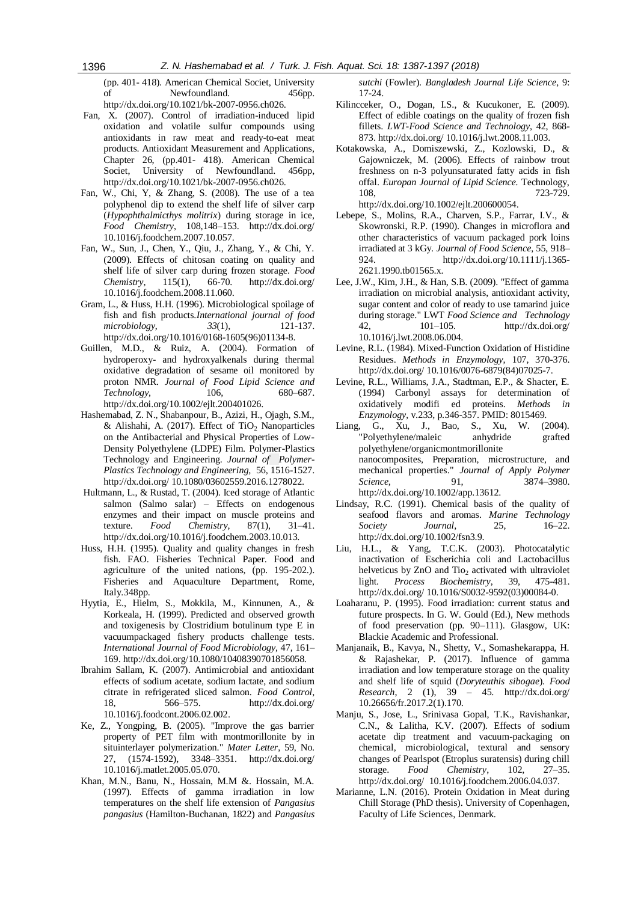(pp. 401- 418). American Chemical Societ, University of Newfoundland. 456pp. http://dx.doi.org/10.1021/bk-2007-0956.ch026.

Fan, X. (2007). Control of irradiation-induced lipid oxidation and volatile sulfur compounds using antioxidants in raw meat and ready-to-eat meat products. Antioxidant Measurement and Applications, Chapter 26, (pp.401- 418). American Chemical Societ, University of Newfoundland. 456pp, http://dx.doi.org/10.1021/bk-2007-0956.ch026.

Fan, W., Chi, Y, & Zhang, S. (2008). The use of a tea polyphenol dip to extend the shelf life of silver carp (*Hypophthalmicthys molitrix*) during storage in ice, *Food Chemistry*, 108,148–153. http://dx.doi.org/ 10.1016/j.foodchem.2007.10.057.

Fan, W., Sun, J., Chen, Y., Qiu, J., Zhang, Y., & Chi, Y. (2009). Effects of chitosan coating on quality and shelf life of silver carp during frozen storage. *Food Chemistry*, 115(1), 66-70. http://dx.doi.org/ 10.1016/j.foodchem.2008.11.060.

Gram, L., & Huss, H.H. (1996). Microbiological spoilage of fish and fish products.*International journal of food microbiology*, *33*(1), 121-137. http://dx.doi.org/10.1016/0168-1605(96)01134-8.

Guillen, M.D., & Ruiz, A. (2004). Formation of hydroperoxy- and hydroxyalkenals during thermal oxidative degradation of sesame oil monitored by proton NMR. *Journal of Food Lipid Science and Technology*, 106, 680–687. http://dx.doi.org/10.1002/ejlt.200401026.

Hashemabad, Z. N., Shabanpour, B., Azizi, H., Ojagh, S.M., & Alishahi, A. (2017). Effect of $TiO_2$ Nanoparticles on the Antibacterial and Physical Properties of Low-Density Polyethylene (LDPE) Film. Polymer-Plastics Technology and Engineering. *Journal of Polymer-Plastics Technology and Engineering*, 56, 1516-1527. http://dx.doi.org/ 10.1080/03602559.2016.1278022.

Hultmann, L., & Rustad, T. (2004). Iced storage of Atlantic salmon (Salmo salar) – Effects on endogenous enzymes and their impact on muscle proteins and texture. *Food Chemistry*, 87(1), 31–41. http://dx.doi.org/10.1016/j.foodchem.2003.10.013.

Huss, H.H. (1995). Quality and quality changes in fresh fish. FAO. Fisheries Technical Paper. Food and agriculture of the united nations, (pp. 195-202.). Fisheries and Aquaculture Department, Rome, Italy.348pp.

Hyytia, E., Hielm, S., Mokkila, M., Kinnunen, A., & Korkeala, H. (1999). Predicted and observed growth and toxigenesis by Clostridium botulinum type E in vacuumpackaged fishery products challenge tests. *International Journal of Food Microbiology*, 47, 161–169. http://dx.doi.org/10.1080/10408390701856058.

Ibrahim Sallam, K. (2007). Antimicrobial and antioxidant effects of sodium acetate, sodium lactate, and sodium citrate in refrigerated sliced salmon. *Food Control*, 18, 566–575. http://dx.doi.org/ 10.1016/j.foodcont.2006.02.002.

Ke, Z., Yongping, B. (2005). "Improve the gas barrier property of PET film with montmorillonite by in situinterlayer polymerization." *Mater Letter*, 59, No. 27, (1574-1592), 3348–3351. http://dx.doi.org/ 10.1016/j.matlet.2005.05.070.

Khan, M.N., Banu, N., Hossain, M.M &. Hossain, M.A. (1997). Effects of gamma irradiation in low temperatures on the shelf life extension of *Pangasius pangasius* (Hamilton-Buchanan, 1822) and *Pangasius sutchi* (Fowler). *Bangladesh Journal Life Science*, 9: 17-24.

Kilincceker, O., Dogan, I.S., & Kucukoner, E. (2009). Effect of edible coatings on the quality of frozen fish fillets. *LWT-Food Science and Technology*, 42, 868-873. http://dx.doi.org/ 10.1016/j.lwt.2008.11.003.

Kotakowska, A., Domiszewski, Z., Kozlowski, D., & Gajowniczek, M. (2006). Effects of rainbow trout freshness on n-3 polyunsaturated fatty acids in fish offal. *Europan Journal of Lipid Science.* Technology, 108, 723-729. http://dx.doi.org/10.1002/ejlt.200600054.

Lebepe, S., Molins, R.A., Charven, S.P., Farrar, I.V., & Skowronski, R.P. (1990). Changes in microflora and other characteristics of vacuum packaged pork loins irradiated at 3 kGy. *Journal of Food Science*, 55, 918–924. http://dx.doi.org/10.1111/j.1365-2621.1990.tb01565.x.

Lee, J.W., Kim, J.H., & Han, S.B. (2009). "Effect of gamma irradiation on microbial analysis, antioxidant activity, sugar content and color of ready to use tamarind juice during storage." LWT *Food Science and Technology* 42, 101–105. http://dx.doi.org/ 10.1016/j.lwt.2008.06.004.

Levine, R.L. (1984). Mixed-Function Oxidation of Histidine Residues. *Methods in Enzymology*, 107, 370-376. http://dx.doi.org/ 10.1016/0076-6879(84)07025-7.

Levine, R.L., Williams, J.A., Stadtman, E.P., & Shacter, E. (1994) Carbonyl assays for determination of oxidatively modifi ed proteins. *Methods in Enzymology*, v.233, p.346-357. PMID: 8015469.

Liang, G., Xu, J., Bao, S., Xu, W. (2004). "Polyethylene/maleic anhydride grafted polyethylene/organicmontmorillonite nanocomposites, Preparation, microstructure, and mechanical properties." *Journal of Apply Polymer Science*, 91, 3874–3980. http://dx.doi.org/10.1002/app.13612.

Lindsay, R.C. (1991). Chemical basis of the quality of seafood flavors and aromas. *Marine Technology Society Journal*, 25, 16–22. http://dx.doi.org/10.1002/fsn3.9.

Liu, H.L., & Yang, T.C.K. (2003). Photocatalytic inactivation of Escherichia coli and Lactobacillus helveticus by ZnO and $Tio_2$ activated with ultraviolet light. *Process Biochemistry*, 39, 475-481. http://dx.doi.org/ 10.1016/S0032-9592(03)00084-0.

Loaharanu, P. (1995). Food irradiation: current status and future prospects. In G. W. Gould (Ed.), New methods of food preservation (pp. 90–111). Glasgow, UK: Blackie Academic and Professional.

Manjanaik, B., Kavya, N., Shetty, V., Somashekarappa, H. & Rajashekar, P. (2017). Influence of gamma irradiation and low temperature storage on the quality and shelf life of squid (*Doryteuthis sibogae*). *Food Research*, 2 (1), 39 – 45. http://dx.doi.org/ 10.26656/fr.2017.2(1).170.

Manju, S., Jose, L., Srinivasa Gopal, T.K., Ravishankar, C.N., & Lalitha, K.V. (2007). Effects of sodium acetate dip treatment and vacuum-packaging on chemical, microbiological, textural and sensory changes of Pearlspot (Etroplus suratensis) during chill storage. *Food Chemistry*, 102, 27–35. http://dx.doi.org/ 10.1016/j.foodchem.2006.04.037.

Marianne, L.N. (2016). Protein Oxidation in Meat during Chill Storage (PhD thesis). University of Copenhagen, Faculty of Life Sciences, Denmark.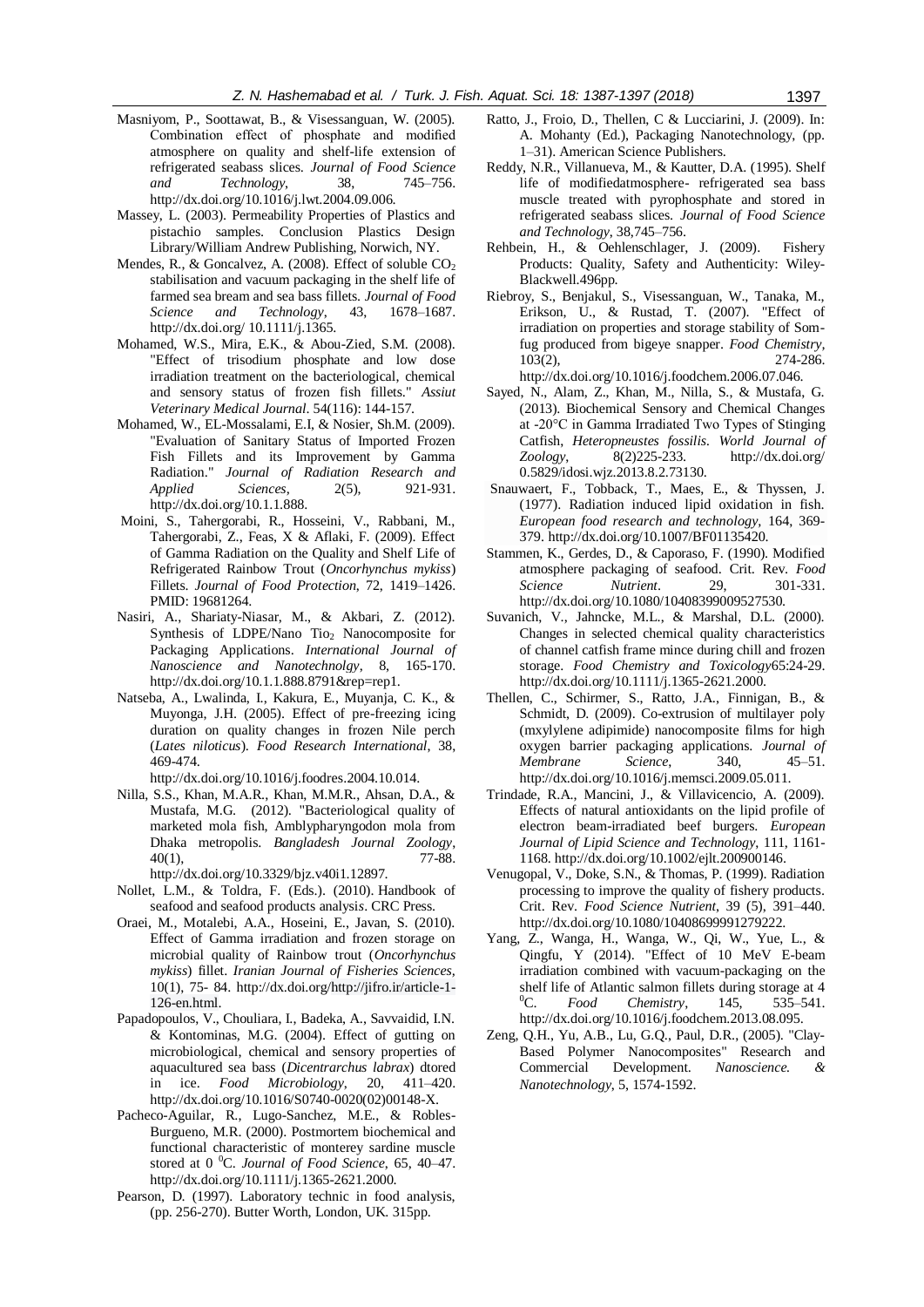Masniyom, P., Soottawat, B., & Visessanguan, W. (2005). Combination effect of phosphate and modified atmosphere on quality and shelf-life extension of refrigerated seabass slices. *Journal of Food Science and Technology*, 38, 745–756. http://dx.doi.org/10.1016/j.lwt.2004.09.006.

Massey, L. (2003). Permeability Properties of Plastics and pistachio samples. Conclusion Plastics Design Library/William Andrew Publishing, Norwich, NY.

Mendes, R., & Goncalvez, A. (2008). Effect of soluble $CO_2$ stabilisation and vacuum packaging in the shelf life of farmed sea bream and sea bass fillets. *Journal of Food Science and Technology*, 43, 1678–1687. http://dx.doi.org/ 10.1111/j.1365.

Mohamed, W.S., Mira, E.K., & Abou-Zied, S.M. (2008). "Effect of trisodium phosphate and low dose irradiation treatment on the bacteriological, chemical and sensory status of frozen fish fillets." *Assiut Veterinary Medical Journal*. 54(116): 144-157.

Mohamed, W., EL-Mossalami, E.I, & Nosier, Sh.M. (2009). "Evaluation of Sanitary Status of Imported Frozen Fish Fillets and its Improvement by Gamma Radiation." *Journal of Radiation Research and Applied Sciences*, 2(5), 921-931. http://dx.doi.org/10.1.1.888.

Moini, S., Tahergorabi, R., Hosseini, V., Rabbani, M., Tahergorabi, Z., Feas, X & Aflaki, F. (2009). Effect of Gamma Radiation on the Quality and Shelf Life of Refrigerated Rainbow Trout (*Oncorhynchus mykiss*) Fillets. *Journal of Food Protection*, 72, 1419–1426. PMID: 19681264.

Nasiri, A., Shariaty-Niasar, M., & Akbari, Z. (2012). Synthesis of LDPE/Nano $Tio_2$ Nanocomposite for Packaging Applications. *International Journal of Nanoscience and Nanotechnolgy*, 8, 165-170. http://dx.doi.org/10.1.1.888.8791&rep=rep1.

Natseba, A., Lwalinda, I., Kakura, E., Muyanja, C. K., & Muyonga, J.H. (2005). Effect of pre-freezing icing duration on quality changes in frozen Nile perch (*Lates niloticus*). *Food Research International*, 38, 469-474. http://dx.doi.org/10.1016/j.foodres.2004.10.014.

Nilla, S.S., Khan, M.A.R., Khan, M.M.R., Ahsan, D.A., & Mustafa, M.G. (2012). "Bacteriological quality of marketed mola fish, Amblypharyngodon mola from Dhaka metropolis. *Bangladesh Journal Zoology*, 40(1), 77-88. http://dx.doi.org/10.3329/bjz.v40i1.12897.

Nollet, L.M., & Toldra, F. (Eds.). (2010). Handbook of seafood and seafood products analysis. CRC Press.

Oraei, M., Motalebi, A.A., Hoseini, E., Javan, S. (2010). Effect of Gamma irradiation and frozen storage on microbial quality of Rainbow trout (*Oncorhynchus mykiss*) fillet. *Iranian Journal of Fisheries Sciences*, 10(1), 75- 84. http://dx.doi.org/http://jifro.ir/article-1-126-en.html.

Papadopoulos, V., Chouliara, I., Badeka, A., Savvaidid, I.N. & Kontominas, M.G. (2004). Effect of gutting on microbiological, chemical and sensory properties of aquacultured sea bass (*Dicentrarchus labrax*) dtored in ice. *Food Microbiology*, 20, 411–420. http://dx.doi.org/10.1016/S0740-0020(02)00148-X.

Pacheco-Aguilar, R., Lugo-Sanchez, M.E., & Robles-Burgueno, M.R. (2000). Postmortem biochemical and functional characteristic of monterey sardine muscle stored at 0 $^0$C. *Journal of Food Science*, 65, 40–47. http://dx.doi.org/10.1111/j.1365-2621.2000.

Pearson, D. (1997). Laboratory technic in food analysis, (pp. 256-270). Butter Worth, London, UK. 315pp.

Ratto, J., Froio, D., Thellen, C & Lucciarini, J. (2009). In: A. Mohanty (Ed.), Packaging Nanotechnology, (pp. 1–31). American Science Publishers.

Reddy, N.R., Villanueva, M., & Kautter, D.A. (1995). Shelf life of modifiedatmosphere- refrigerated sea bass muscle treated with pyrophosphate and stored in refrigerated seabass slices. *Journal of Food Science and Technology*, 38,745–756.

Rehbein, H., & Oehlenschlager, J. (2009). Fishery Products: Quality, Safety and Authenticity: Wiley-Blackwell.496pp.

Riebroy, S., Benjakul, S., Visessanguan, W., Tanaka, M., Erikson, U., & Rustad, T. (2007). "Effect of irradiation on properties and storage stability of Som-fug produced from bigeye snapper. *Food Chemistry*, 103(2), 274-286. http://dx.doi.org/10.1016/j.foodchem.2006.07.046.

Sayed, N., Alam, Z., Khan, M., Nilla, S., & Mustafa, G. (2013). Biochemical Sensory and Chemical Changes at -20°C in Gamma Irradiated Two Types of Stinging Catfish, *Heteropneustes fossilis*. *World Journal of Zoology*, 8(2)225-233. http://dx.doi.org/ 0.5829/idosi.wjz.2013.8.2.73130.

Snauwaert, F., Tobback, T., Maes, E., & Thyssen, J. (1977). Radiation induced lipid oxidation in fish. *European food research and technology*, 164, 369-379. http://dx.doi.org/10.1007/BF01135420.

Stammen, K., Gerdes, D., & Caporaso, F. (1990). Modified atmosphere packaging of seafood. Crit. Rev. *Food Science Nutrient*. 29, 301-331. http://dx.doi.org/10.1080/10408399009527530.

Suvanich, V., Jahncke, M.L., & Marshal, D.L. (2000). Changes in selected chemical quality characteristics of channel catfish frame mince during chill and frozen storage. *Food Chemistry and Toxicology*65:24-29. http://dx.doi.org/10.1111/j.1365-2621.2000.

Thellen, C., Schirmer, S., Ratto, J.A., Finnigan, B., & Schmidt, D. (2009). Co-extrusion of multilayer poly (mxylylene adipimide) nanocomposite films for high oxygen barrier packaging applications. *Journal of Membrane Science*, 340, 45–51. http://dx.doi.org/10.1016/j.memsci.2009.05.011.

Trindade, R.A., Mancini, J., & Villavicencio, A. (2009). Effects of natural antioxidants on the lipid profile of electron beam-irradiated beef burgers. *European Journal of Lipid Science and Technology*, 111, 1161-1168. http://dx.doi.org/10.1002/ejlt.200900146.

Venugopal, V., Doke, S.N., & Thomas, P. (1999). Radiation processing to improve the quality of fishery products. Crit. Rev. *Food Science Nutrient*, 39 (5), 391–440. http://dx.doi.org/10.1080/10408699991279222.

Yang, Z., Wanga, H., Wanga, W., Qi, W., Yue, L., & Qingfu, Y (2014). "Effect of 10 MeV E-beam irradiation combined with vacuum-packaging on the shelf life of Atlantic salmon fillets during storage at 4 $^0$C. *Food Chemistry*, 145, 535–541. http://dx.doi.org/10.1016/j.foodchem.2013.08.095.

Zeng, Q.H., Yu, A.B., Lu, G.Q., Paul, D.R., (2005). "Clay-Based Polymer Nanocomposites" Research and Commercial Development. *Nanoscience. & Nanotechnology*, 5, 1574-1592.